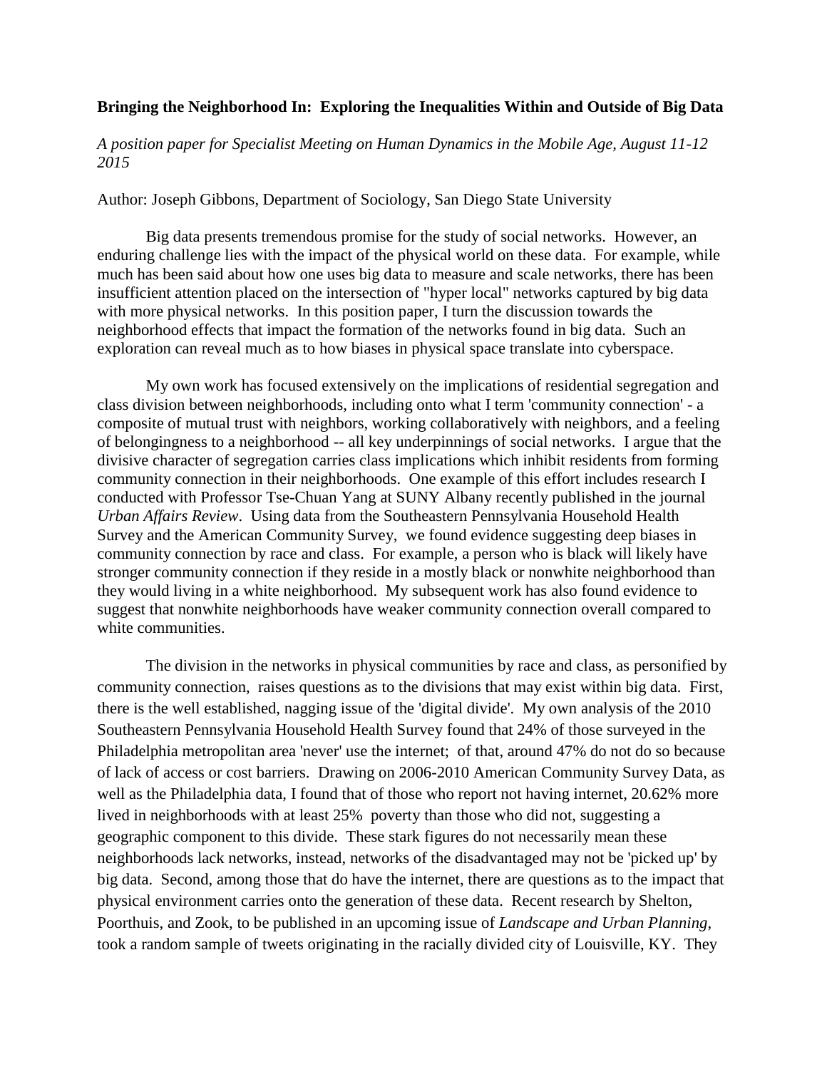**Bringing the Neighborhood In: Exploring the Inequalities Within and Outside of Big Data**

*A position paper for Specialist Meeting on Human Dynamics in the Mobile Age, August 11-12 2015*

Author: Joseph Gibbons, Department of Sociology, San Diego State University

Big data presents tremendous promise for the study of social networks. However, an enduring challenge lies with the impact of the physical world on these data. For example, while much has been said about how one uses big data to measure and scale networks, there has been insufficient attention placed on the intersection of "hyper local" networks captured by big data with more physical networks. In this position paper, I turn the discussion towards the neighborhood effects that impact the formation of the networks found in big data. Such an exploration can reveal much as to how biases in physical space translate into cyberspace.

My own work has focused extensively on the implications of residential segregation and class division between neighborhoods, including onto what I term 'community connection' - a composite of mutual trust with neighbors, working collaboratively with neighbors, and a feeling of belongingness to a neighborhood -- all key underpinnings of social networks. I argue that the divisive character of segregation carries class implications which inhibit residents from forming community connection in their neighborhoods. One example of this effort includes research I conducted with Professor Tse-Chuan Yang at SUNY Albany recently published in the journal *Urban Affairs Review*. Using data from the Southeastern Pennsylvania Household Health Survey and the American Community Survey, we found evidence suggesting deep biases in community connection by race and class. For example, a person who is black will likely have stronger community connection if they reside in a mostly black or nonwhite neighborhood than they would living in a white neighborhood. My subsequent work has also found evidence to suggest that nonwhite neighborhoods have weaker community connection overall compared to white communities.

The division in the networks in physical communities by race and class, as personified by community connection, raises questions as to the divisions that may exist within big data. First, there is the well established, nagging issue of the 'digital divide'. My own analysis of the 2010 Southeastern Pennsylvania Household Health Survey found that 24% of those surveyed in the Philadelphia metropolitan area 'never' use the internet; of that, around 47% do not do so because of lack of access or cost barriers. Drawing on 2006-2010 American Community Survey Data, as well as the Philadelphia data, I found that of those who report not having internet, 20.62% more lived in neighborhoods with at least 25% poverty than those who did not, suggesting a geographic component to this divide. These stark figures do not necessarily mean these neighborhoods lack networks, instead, networks of the disadvantaged may not be 'picked up' by big data. Second, among those that do have the internet, there are questions as to the impact that physical environment carries onto the generation of these data. Recent research by Shelton, Poorthuis, and Zook, to be published in an upcoming issue of *Landscape and Urban Planning*, took a random sample of tweets originating in the racially divided city of Louisville, KY. They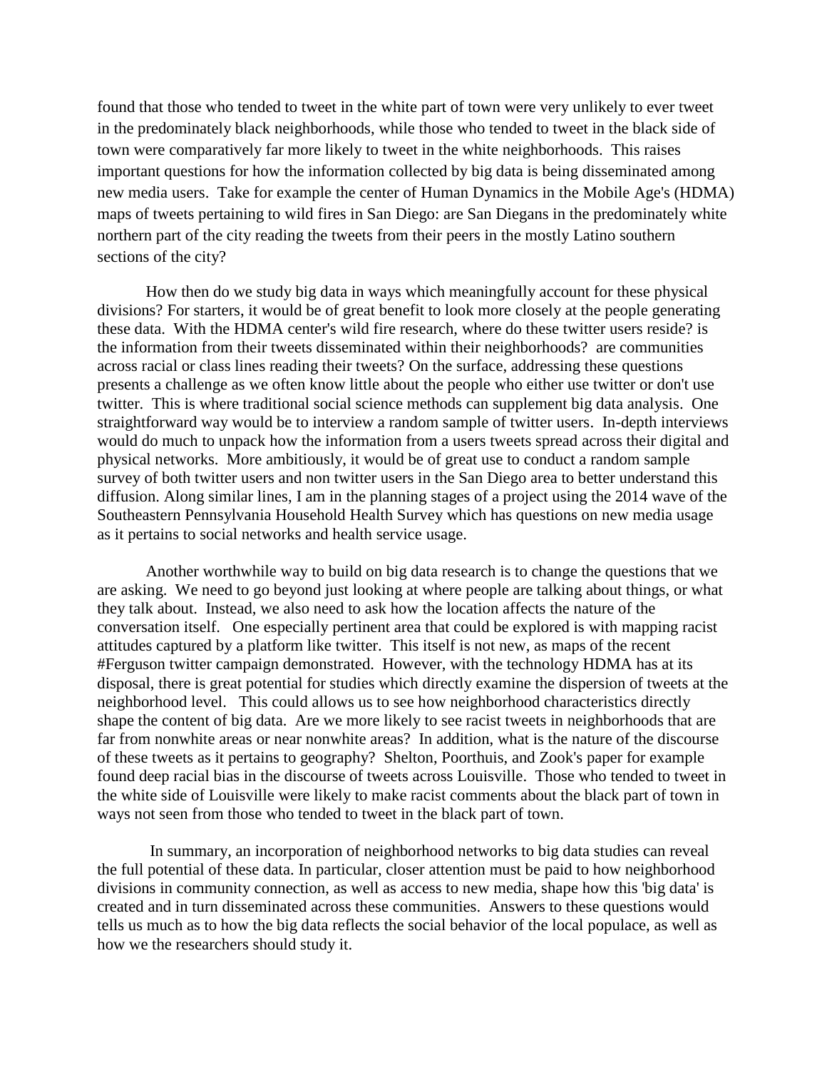found that those who tended to tweet in the white part of town were very unlikely to ever tweet in the predominately black neighborhoods, while those who tended to tweet in the black side of town were comparatively far more likely to tweet in the white neighborhoods. This raises important questions for how the information collected by big data is being disseminated among new media users. Take for example the center of Human Dynamics in the Mobile Age's (HDMA) maps of tweets pertaining to wild fires in San Diego: are San Diegans in the predominately white northern part of the city reading the tweets from their peers in the mostly Latino southern sections of the city?

How then do we study big data in ways which meaningfully account for these physical divisions? For starters, it would be of great benefit to look more closely at the people generating these data. With the HDMA center's wild fire research, where do these twitter users reside? is the information from their tweets disseminated within their neighborhoods? are communities across racial or class lines reading their tweets? On the surface, addressing these questions presents a challenge as we often know little about the people who either use twitter or don't use twitter. This is where traditional social science methods can supplement big data analysis. One straightforward way would be to interview a random sample of twitter users. In-depth interviews would do much to unpack how the information from a users tweets spread across their digital and physical networks. More ambitiously, it would be of great use to conduct a random sample survey of both twitter users and non twitter users in the San Diego area to better understand this diffusion. Along similar lines, I am in the planning stages of a project using the 2014 wave of the Southeastern Pennsylvania Household Health Survey which has questions on new media usage as it pertains to social networks and health service usage.

Another worthwhile way to build on big data research is to change the questions that we are asking. We need to go beyond just looking at where people are talking about things, or what they talk about. Instead, we also need to ask how the location affects the nature of the conversation itself. One especially pertinent area that could be explored is with mapping racist attitudes captured by a platform like twitter. This itself is not new, as maps of the recent #Ferguson twitter campaign demonstrated. However, with the technology HDMA has at its disposal, there is great potential for studies which directly examine the dispersion of tweets at the neighborhood level. This could allows us to see how neighborhood characteristics directly shape the content of big data. Are we more likely to see racist tweets in neighborhoods that are far from nonwhite areas or near nonwhite areas? In addition, what is the nature of the discourse of these tweets as it pertains to geography? Shelton, Poorthuis, and Zook's paper for example found deep racial bias in the discourse of tweets across Louisville. Those who tended to tweet in the white side of Louisville were likely to make racist comments about the black part of town in ways not seen from those who tended to tweet in the black part of town.

In summary, an incorporation of neighborhood networks to big data studies can reveal the full potential of these data. In particular, closer attention must be paid to how neighborhood divisions in community connection, as well as access to new media, shape how this 'big data' is created and in turn disseminated across these communities. Answers to these questions would tells us much as to how the big data reflects the social behavior of the local populace, as well as how we the researchers should study it.